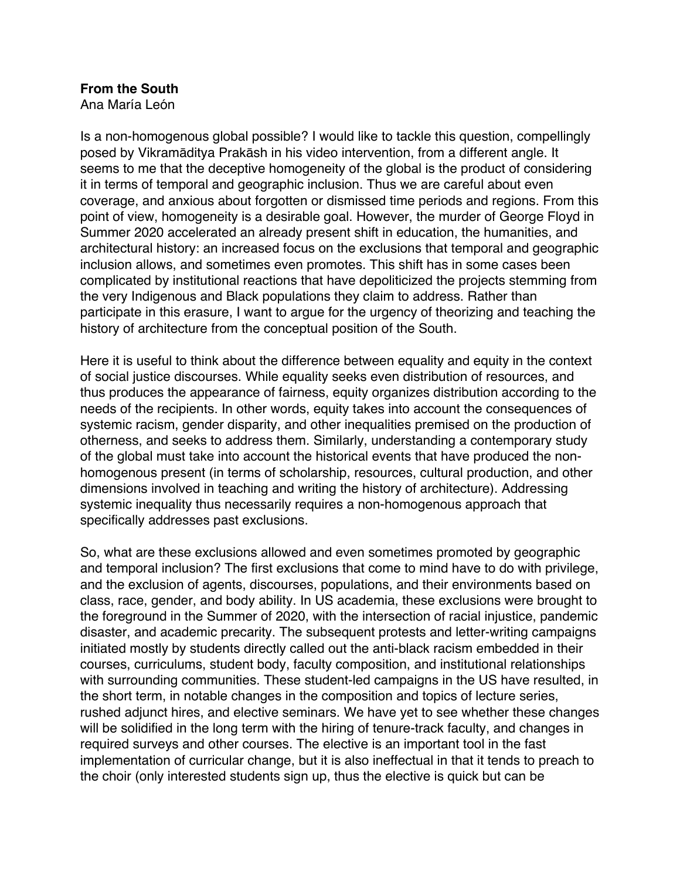**From the South**
Ana María León

Is a non-homogenous global possible? I would like to tackle this question, compellingly posed by Vikramāditya Prakāsh in his video intervention, from a different angle. It seems to me that the deceptive homogeneity of the global is the product of considering it in terms of temporal and geographic inclusion. Thus we are careful about even coverage, and anxious about forgotten or dismissed time periods and regions. From this point of view, homogeneity is a desirable goal. However, the murder of George Floyd in Summer 2020 accelerated an already present shift in education, the humanities, and architectural history: an increased focus on the exclusions that temporal and geographic inclusion allows, and sometimes even promotes. This shift has in some cases been complicated by institutional reactions that have depoliticized the projects stemming from the very Indigenous and Black populations they claim to address. Rather than participate in this erasure, I want to argue for the urgency of theorizing and teaching the history of architecture from the conceptual position of the South.

Here it is useful to think about the difference between equality and equity in the context of social justice discourses. While equality seeks even distribution of resources, and thus produces the appearance of fairness, equity organizes distribution according to the needs of the recipients. In other words, equity takes into account the consequences of systemic racism, gender disparity, and other inequalities premised on the production of otherness, and seeks to address them. Similarly, understanding a contemporary study of the global must take into account the historical events that have produced the non-homogenous present (in terms of scholarship, resources, cultural production, and other dimensions involved in teaching and writing the history of architecture). Addressing systemic inequality thus necessarily requires a non-homogenous approach that specifically addresses past exclusions.

So, what are these exclusions allowed and even sometimes promoted by geographic and temporal inclusion? The first exclusions that come to mind have to do with privilege, and the exclusion of agents, discourses, populations, and their environments based on class, race, gender, and body ability. In US academia, these exclusions were brought to the foreground in the Summer of 2020, with the intersection of racial injustice, pandemic disaster, and academic precarity. The subsequent protests and letter-writing campaigns initiated mostly by students directly called out the anti-black racism embedded in their courses, curriculums, student body, faculty composition, and institutional relationships with surrounding communities. These student-led campaigns in the US have resulted, in the short term, in notable changes in the composition and topics of lecture series, rushed adjunct hires, and elective seminars. We have yet to see whether these changes will be solidified in the long term with the hiring of tenure-track faculty, and changes in required surveys and other courses. The elective is an important tool in the fast implementation of curricular change, but it is also ineffectual in that it tends to preach to the choir (only interested students sign up, thus the elective is quick but can be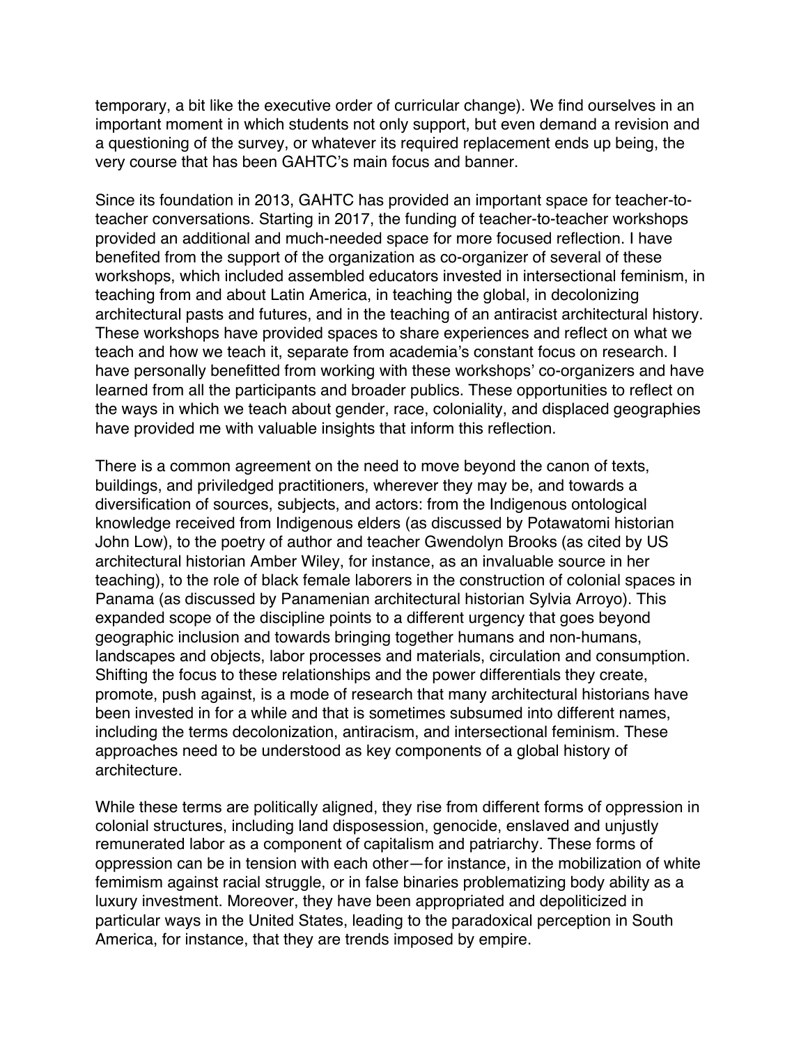temporary, a bit like the executive order of curricular change). We find ourselves in an important moment in which students not only support, but even demand a revision and a questioning of the survey, or whatever its required replacement ends up being, the very course that has been GAHTC's main focus and banner.

Since its foundation in 2013, GAHTC has provided an important space for teacher-to-teacher conversations. Starting in 2017, the funding of teacher-to-teacher workshops provided an additional and much-needed space for more focused reflection. I have benefited from the support of the organization as co-organizer of several of these workshops, which included assembled educators invested in intersectional feminism, in teaching from and about Latin America, in teaching the global, in decolonizing architectural pasts and futures, and in the teaching of an antiracist architectural history. These workshops have provided spaces to share experiences and reflect on what we teach and how we teach it, separate from academia's constant focus on research. I have personally benefitted from working with these workshops' co-organizers and have learned from all the participants and broader publics. These opportunities to reflect on the ways in which we teach about gender, race, coloniality, and displaced geographies have provided me with valuable insights that inform this reflection.

There is a common agreement on the need to move beyond the canon of texts, buildings, and priviledged practitioners, wherever they may be, and towards a diversification of sources, subjects, and actors: from the Indigenous ontological knowledge received from Indigenous elders (as discussed by Potawatomi historian John Low), to the poetry of author and teacher Gwendolyn Brooks (as cited by US architectural historian Amber Wiley, for instance, as an invaluable source in her teaching), to the role of black female laborers in the construction of colonial spaces in Panama (as discussed by Panamenian architectural historian Sylvia Arroyo). This expanded scope of the discipline points to a different urgency that goes beyond geographic inclusion and towards bringing together humans and non-humans, landscapes and objects, labor processes and materials, circulation and consumption. Shifting the focus to these relationships and the power differentials they create, promote, push against, is a mode of research that many architectural historians have been invested in for a while and that is sometimes subsumed into different names, including the terms decolonization, antiracism, and intersectional feminism. These approaches need to be understood as key components of a global history of architecture.

While these terms are politically aligned, they rise from different forms of oppression in colonial structures, including land disposession, genocide, enslaved and unjustly remunerated labor as a component of capitalism and patriarchy. These forms of oppression can be in tension with each other—for instance, in the mobilization of white femimism against racial struggle, or in false binaries problematizing body ability as a luxury investment. Moreover, they have been appropriated and depoliticized in particular ways in the United States, leading to the paradoxical perception in South America, for instance, that they are trends imposed by empire.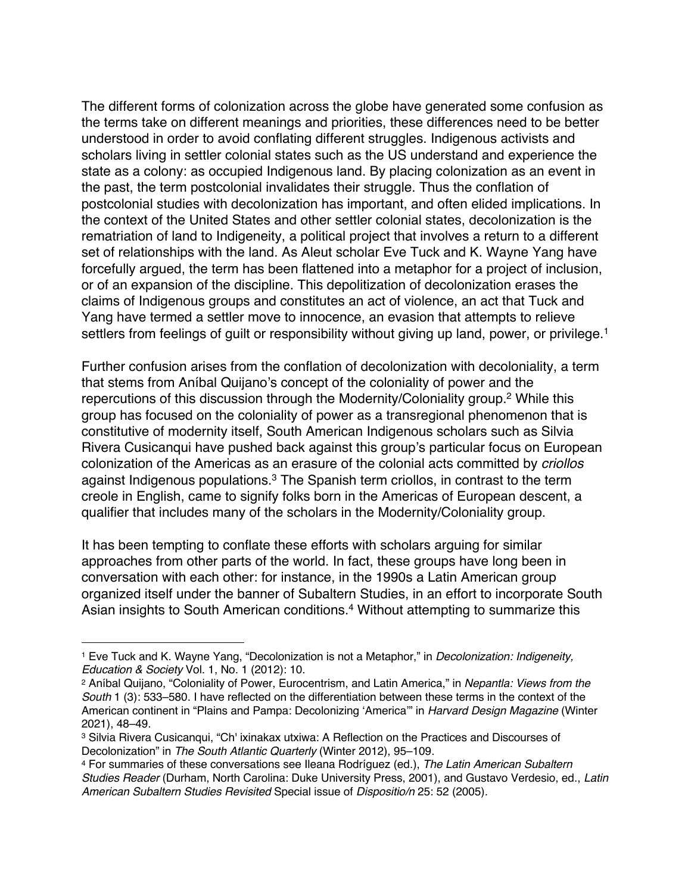The different forms of colonization across the globe have generated some confusion as the terms take on different meanings and priorities, these differences need to be better understood in order to avoid conflating different struggles. Indigenous activists and scholars living in settler colonial states such as the US understand and experience the state as a colony: as occupied Indigenous land. By placing colonization as an event in the past, the term postcolonial invalidates their struggle. Thus the conflation of postcolonial studies with decolonization has important, and often elided implications. In the context of the United States and other settler colonial states, decolonization is the rematriation of land to Indigeneity, a political project that involves a return to a different set of relationships with the land. As Aleut scholar Eve Tuck and K. Wayne Yang have forcefully argued, the term has been flattened into a metaphor for a project of inclusion, or of an expansion of the discipline. This depolitization of decolonization erases the claims of Indigenous groups and constitutes an act of violence, an act that Tuck and Yang have termed a settler move to innocence, an evasion that attempts to relieve settlers from feelings of guilt or responsibility without giving up land, power, or privilege.[1]

Further confusion arises from the conflation of decolonization with decoloniality, a term that stems from Aníbal Quijano's concept of the coloniality of power and the repercutions of this discussion through the Modernity/Coloniality group.[2] While this group has focused on the coloniality of power as a transregional phenomenon that is constitutive of modernity itself, South American Indigenous scholars such as Silvia Rivera Cusicanqui have pushed back against this group's particular focus on European colonization of the Americas as an erasure of the colonial acts committed by *criollos* against Indigenous populations.[3] The Spanish term criollos, in contrast to the term creole in English, came to signify folks born in the Americas of European descent, a qualifier that includes many of the scholars in the Modernity/Coloniality group.

It has been tempting to conflate these efforts with scholars arguing for similar approaches from other parts of the world. In fact, these groups have long been in conversation with each other: for instance, in the 1990s a Latin American group organized itself under the banner of Subaltern Studies, in an effort to incorporate South Asian insights to South American conditions.[4] Without attempting to summarize this

---

[1] Eve Tuck and K. Wayne Yang, "Decolonization is not a Metaphor," in *Decolonization: Indigeneity, Education & Society* Vol. 1, No. 1 (2012): 10.

[2] Aníbal Quijano, "Coloniality of Power, Eurocentrism, and Latin America," in *Nepantla: Views from the South* 1 (3): 533–580. I have reflected on the differentiation between these terms in the context of the American continent in "Plains and Pampa: Decolonizing 'America'" in *Harvard Design Magazine* (Winter 2021), 48–49.

[3] Silvia Rivera Cusicanqui, "Ch' ixinakax utxiwa: A Reflection on the Practices and Discourses of Decolonization" in *The South Atlantic Quarterly* (Winter 2012), 95–109.

[4] For summaries of these conversations see Ileana Rodríguez (ed.), *The Latin American Subaltern Studies Reader* (Durham, North Carolina: Duke University Press, 2001), and Gustavo Verdesio, ed., *Latin American Subaltern Studies Revisited* Special issue of *Dispositio/n* 25: 52 (2005).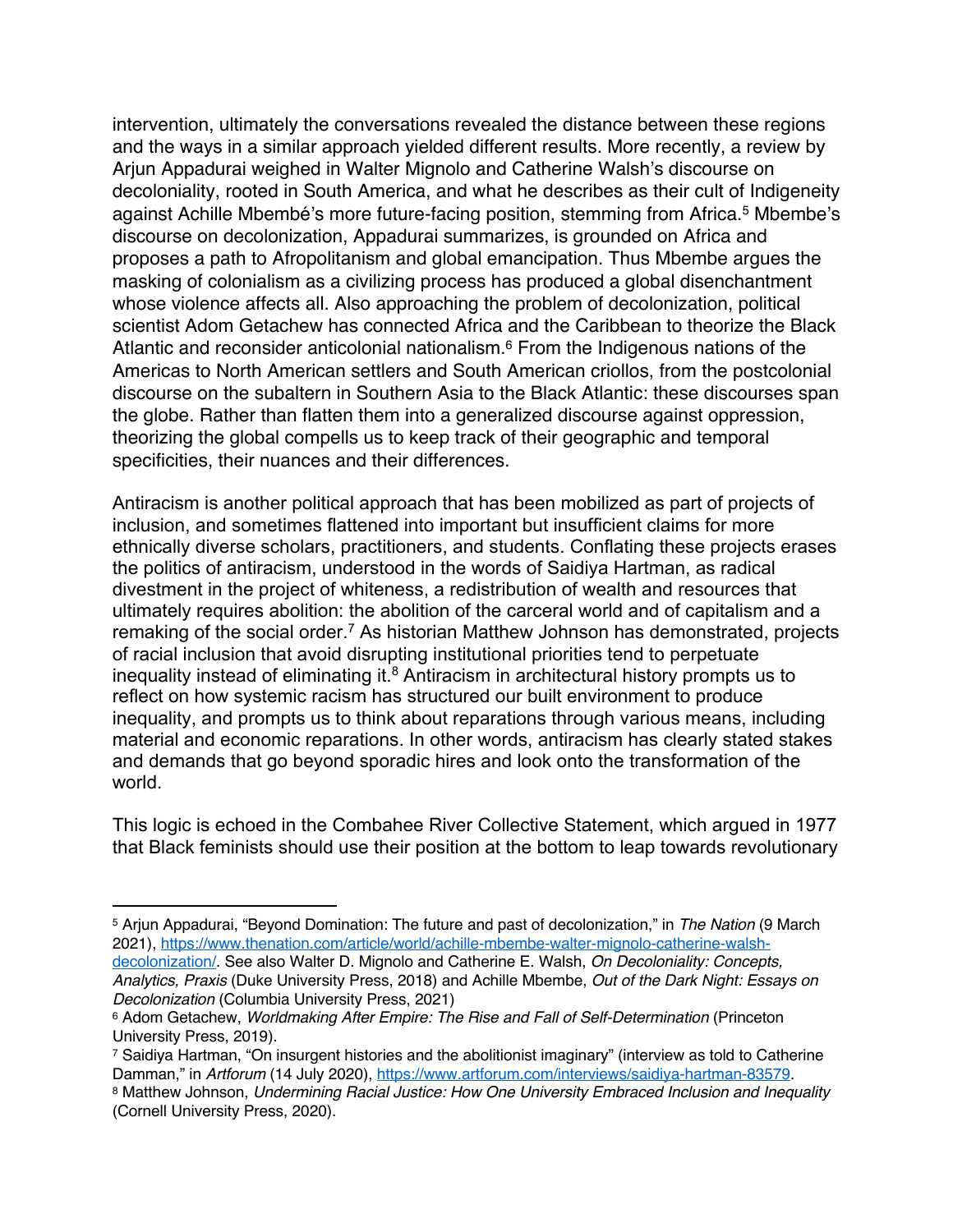intervention, ultimately the conversations revealed the distance between these regions and the ways in a similar approach yielded different results. More recently, a review by Arjun Appadurai weighed in Walter Mignolo and Catherine Walsh's discourse on decoloniality, rooted in South America, and what he describes as their cult of Indigeneity against Achille Mbembé's more future-facing position, stemming from Africa.[5] Mbembe's discourse on decolonization, Appadurai summarizes, is grounded on Africa and proposes a path to Afropolitanism and global emancipation. Thus Mbembe argues the masking of colonialism as a civilizing process has produced a global disenchantment whose violence affects all. Also approaching the problem of decolonization, political scientist Adom Getachew has connected Africa and the Caribbean to theorize the Black Atlantic and reconsider anticolonial nationalism.[6] From the Indigenous nations of the Americas to North American settlers and South American criollos, from the postcolonial discourse on the subaltern in Southern Asia to the Black Atlantic: these discourses span the globe. Rather than flatten them into a generalized discourse against oppression, theorizing the global compels us to keep track of their geographic and temporal specificities, their nuances and their differences.

Antiracism is another political approach that has been mobilized as part of projects of inclusion, and sometimes flattened into important but insufficient claims for more ethnically diverse scholars, practitioners, and students. Conflating these projects erases the politics of antiracism, understood in the words of Saidiya Hartman, as radical divestment in the project of whiteness, a redistribution of wealth and resources that ultimately requires abolition: the abolition of the carceral world and of capitalism and a remaking of the social order.[7] As historian Matthew Johnson has demonstrated, projects of racial inclusion that avoid disrupting institutional priorities tend to perpetuate inequality instead of eliminating it.[8] Antiracism in architectural history prompts us to reflect on how systemic racism has structured our built environment to produce inequality, and prompts us to think about reparations through various means, including material and economic reparations. In other words, antiracism has clearly stated stakes and demands that go beyond sporadic hires and look onto the transformation of the world.

This logic is echoed in the Combahee River Collective Statement, which argued in 1977 that Black feminists should use their position at the bottom to leap towards revolutionary

---

[5] Arjun Appadurai, "Beyond Domination: The future and past of decolonization," in *The Nation* (9 March 2021), https://www.thenation.com/article/world/achille-mbembe-walter-mignolo-catherine-walsh-decolonization/. See also Walter D. Mignolo and Catherine E. Walsh, *On Decoloniality: Concepts, Analytics, Praxis* (Duke University Press, 2018) and Achille Mbembe, *Out of the Dark Night: Essays on Decolonization* (Columbia University Press, 2021)

[6] Adom Getachew, *Worldmaking After Empire: The Rise and Fall of Self-Determination* (Princeton University Press, 2019).

[7] Saidiya Hartman, "On insurgent histories and the abolitionist imaginary" (interview as told to Catherine Damman," in *Artforum* (14 July 2020), https://www.artforum.com/interviews/saidiya-hartman-83579.

[8] Matthew Johnson, *Undermining Racial Justice: How One University Embraced Inclusion and Inequality* (Cornell University Press, 2020).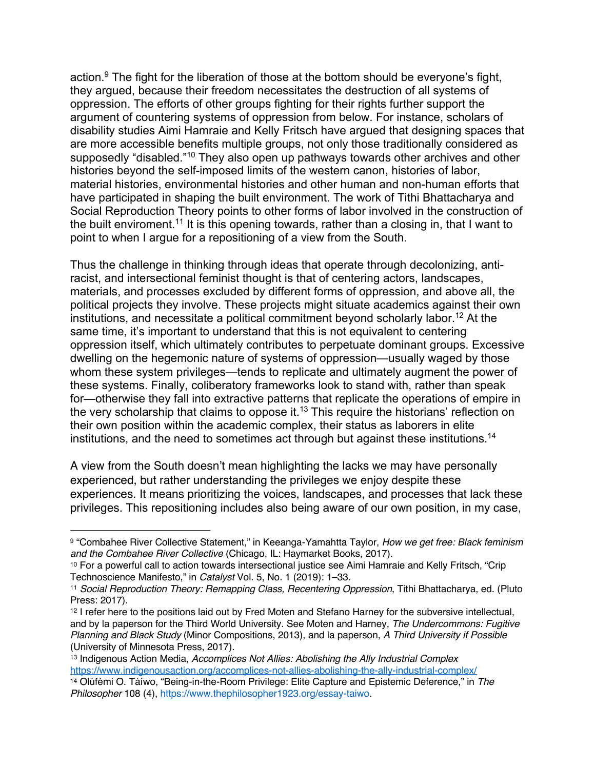action.[9] The fight for the liberation of those at the bottom should be everyone's fight, they argued, because their freedom necessitates the destruction of all systems of oppression. The efforts of other groups fighting for their rights further support the argument of countering systems of oppression from below. For instance, scholars of disability studies Aimi Hamraie and Kelly Fritsch have argued that designing spaces that are more accessible benefits multiple groups, not only those traditionally considered as supposedly "disabled."[10] They also open up pathways towards other archives and other histories beyond the self-imposed limits of the western canon, histories of labor, material histories, environmental histories and other human and non-human efforts that have participated in shaping the built environment. The work of Tithi Bhattacharya and Social Reproduction Theory points to other forms of labor involved in the construction of the built enviroment.[11] It is this opening towards, rather than a closing in, that I want to point to when I argue for a repositioning of a view from the South.

Thus the challenge in thinking through ideas that operate through decolonizing, anti-racist, and intersectional feminist thought is that of centering actors, landscapes, materials, and processes excluded by different forms of oppression, and above all, the political projects they involve. These projects might situate academics against their own institutions, and necessitate a political commitment beyond scholarly labor.[12] At the same time, it's important to understand that this is not equivalent to centering oppression itself, which ultimately contributes to perpetuate dominant groups. Excessive dwelling on the hegemonic nature of systems of oppression—usually waged by those whom these system privileges—tends to replicate and ultimately augment the power of these systems. Finally, coliberatory frameworks look to stand with, rather than speak for—otherwise they fall into extractive patterns that replicate the operations of empire in the very scholarship that claims to oppose it.[13] This require the historians' reflection on their own position within the academic complex, their status as laborers in elite institutions, and the need to sometimes act through but against these institutions.[14]

A view from the South doesn't mean highlighting the lacks we may have personally experienced, but rather understanding the privileges we enjoy despite these experiences. It means prioritizing the voices, landscapes, and processes that lack these privileges. This repositioning includes also being aware of our own position, in my case,

---

[9] "Combahee River Collective Statement," in Keeanga-Yamahtta Taylor, *How we get free: Black feminism and the Combahee River Collective* (Chicago, IL: Haymarket Books, 2017).

[10] For a powerful call to action towards intersectional justice see Aimi Hamraie and Kelly Fritsch, "Crip Technoscience Manifesto," in *Catalyst* Vol. 5, No. 1 (2019): 1–33.

[11] *Social Reproduction Theory: Remapping Class, Recentering Oppression*, Tithi Bhattacharya, ed. (Pluto Press: 2017).

[12] I refer here to the positions laid out by Fred Moten and Stefano Harney for the subversive intellectual, and by la paperson for the Third World University. See Moten and Harney, *The Undercommons: Fugitive Planning and Black Study* (Minor Compositions, 2013), and la paperson, *A Third University if Possible* (University of Minnesota Press, 2017).

[13] Indigenous Action Media, *Accomplices Not Allies: Abolishing the Ally Industrial Complex* https://www.indigenousaction.org/accomplices-not-allies-abolishing-the-ally-industrial-complex/

[14] Olúfémi O. Táíwo, "Being-in-the-Room Privilege: Elite Capture and Epistemic Deference," in *The Philosopher* 108 (4), https://www.thephilosopher1923.org/essay-taiwo.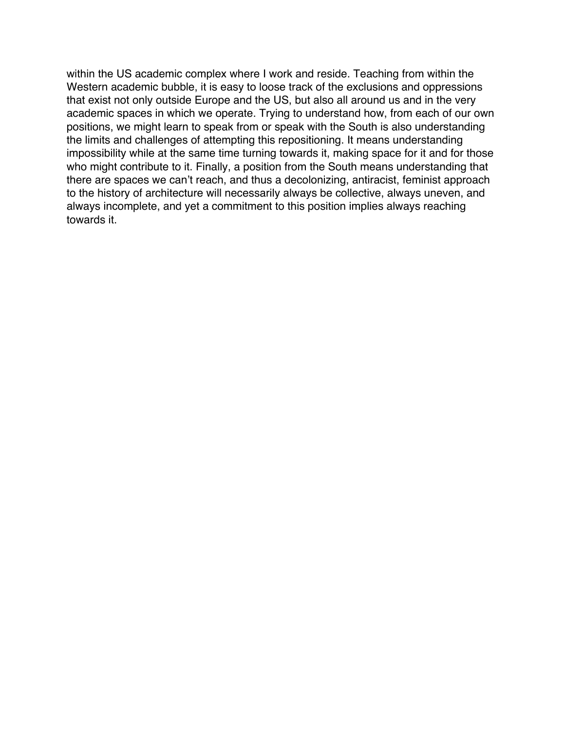within the US academic complex where I work and reside. Teaching from within the Western academic bubble, it is easy to loose track of the exclusions and oppressions that exist not only outside Europe and the US, but also all around us and in the very academic spaces in which we operate. Trying to understand how, from each of our own positions, we might learn to speak from or speak with the South is also understanding the limits and challenges of attempting this repositioning. It means understanding impossibility while at the same time turning towards it, making space for it and for those who might contribute to it. Finally, a position from the South means understanding that there are spaces we can't reach, and thus a decolonizing, antiracist, feminist approach to the history of architecture will necessarily always be collective, always uneven, and always incomplete, and yet a commitment to this position implies always reaching towards it.